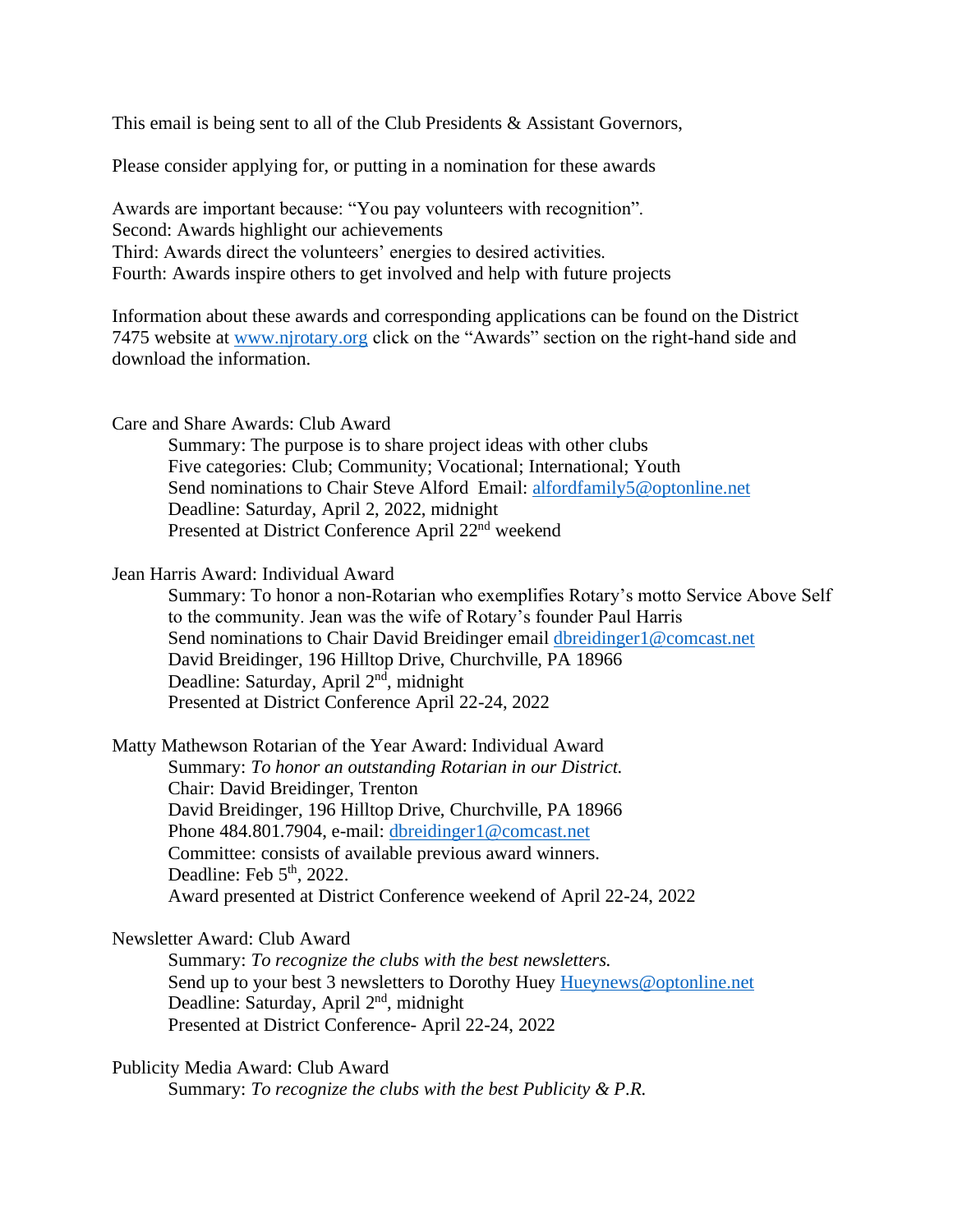This email is being sent to all of the Club Presidents & Assistant Governors,

Please consider applying for, or putting in a nomination for these awards

Awards are important because: "You pay volunteers with recognition".
Second: Awards highlight our achievements
Third: Awards direct the volunteers' energies to desired activities.
Fourth: Awards inspire others to get involved and help with future projects

Information about these awards and corresponding applications can be found on the District 7475 website at www.njrotary.org click on the "Awards" section on the right-hand side and download the information.

Care and Share Awards: Club Award

> Summary: The purpose is to share project ideas with other clubs
> Five categories: Club; Community; Vocational; International; Youth
> Send nominations to Chair Steve Alford Email: alfordfamily5@optonline.net
> Deadline: Saturday, April 2, 2022, midnight
> Presented at District Conference April 22nd weekend

Jean Harris Award: Individual Award

> Summary: To honor a non-Rotarian who exemplifies Rotary's motto Service Above Self to the community. Jean was the wife of Rotary's founder Paul Harris
> Send nominations to Chair David Breidinger email dbreidinger1@comcast.net
> David Breidinger, 196 Hilltop Drive, Churchville, PA 18966
> Deadline: Saturday, April 2nd, midnight
> Presented at District Conference April 22-24, 2022

Matty Mathewson Rotarian of the Year Award: Individual Award

> Summary: *To honor an outstanding Rotarian in our District.*
> Chair: David Breidinger, Trenton
> David Breidinger, 196 Hilltop Drive, Churchville, PA 18966
> Phone 484.801.7904, e-mail: dbreidinger1@comcast.net
> Committee: consists of available previous award winners.
> Deadline: Feb 5th, 2022.
> Award presented at District Conference weekend of April 22-24, 2022

Newsletter Award: Club Award

> Summary: *To recognize the clubs with the best newsletters.*
> Send up to your best 3 newsletters to Dorothy Huey Hueynews@optonline.net
> Deadline: Saturday, April 2nd, midnight
> Presented at District Conference- April 22-24, 2022

Publicity Media Award: Club Award

> Summary: *To recognize the clubs with the best Publicity & P.R.*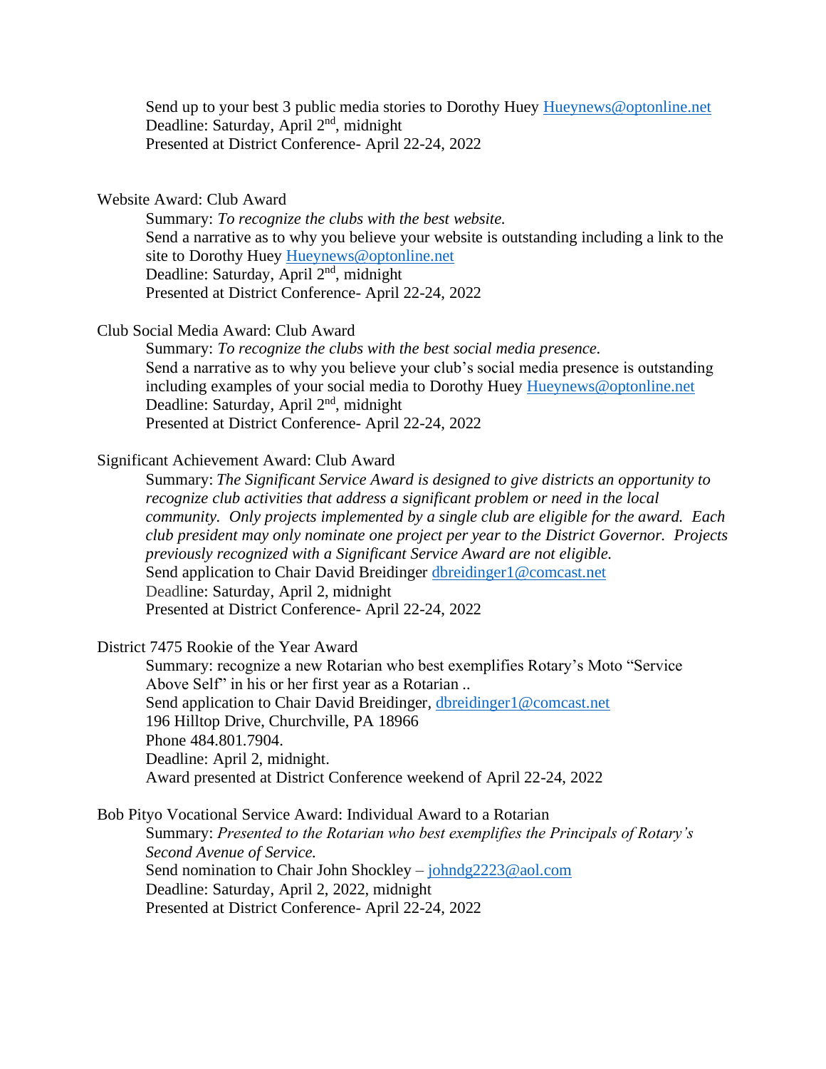Send up to your best 3 public media stories to Dorothy Huey Hueynews@optonline.net
Deadline: Saturday, April 2nd, midnight
Presented at District Conference- April 22-24, 2022

Website Award: Club Award

Summary: *To recognize the clubs with the best website.*
Send a narrative as to why you believe your website is outstanding including a link to the site to Dorothy Huey Hueynews@optonline.net
Deadline: Saturday, April 2nd, midnight
Presented at District Conference- April 22-24, 2022

Club Social Media Award: Club Award

Summary: *To recognize the clubs with the best social media presence.*
Send a narrative as to why you believe your club's social media presence is outstanding including examples of your social media to Dorothy Huey Hueynews@optonline.net
Deadline: Saturday, April 2nd, midnight
Presented at District Conference- April 22-24, 2022

Significant Achievement Award: Club Award

Summary: *The Significant Service Award is designed to give districts an opportunity to recognize club activities that address a significant problem or need in the local community. Only projects implemented by a single club are eligible for the award. Each club president may only nominate one project per year to the District Governor. Projects previously recognized with a Significant Service Award are not eligible.*
Send application to Chair David Breidinger dbreidinger1@comcast.net
Deadline: Saturday, April 2, midnight
Presented at District Conference- April 22-24, 2022

District 7475 Rookie of the Year Award

Summary: recognize a new Rotarian who best exemplifies Rotary's Moto "Service Above Self" in his or her first year as a Rotarian ..
Send application to Chair David Breidinger, dbreidinger1@comcast.net
196 Hilltop Drive, Churchville, PA 18966
Phone 484.801.7904.
Deadline: April 2, midnight.
Award presented at District Conference weekend of April 22-24, 2022

Bob Pityo Vocational Service Award: Individual Award to a Rotarian

Summary: *Presented to the Rotarian who best exemplifies the Principals of Rotary's Second Avenue of Service.*
Send nomination to Chair John Shockley – johndg2223@aol.com
Deadline: Saturday, April 2, 2022, midnight
Presented at District Conference- April 22-24, 2022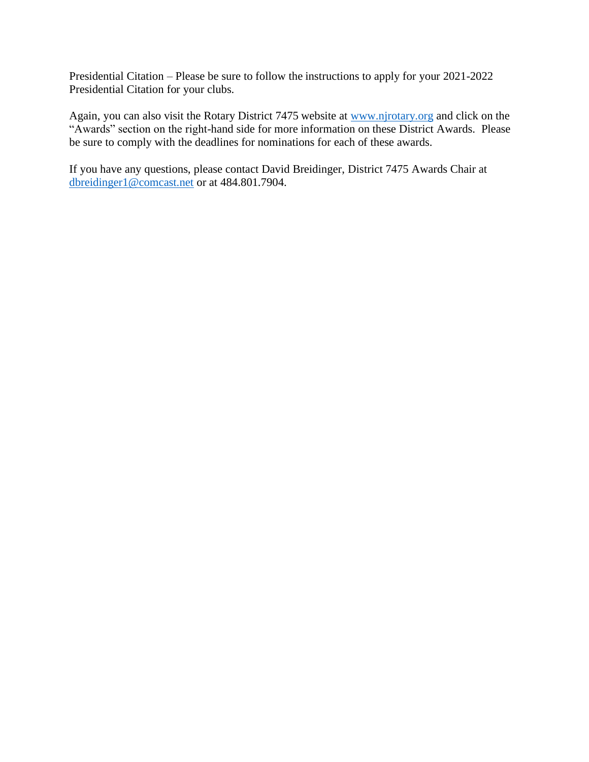Presidential Citation – Please be sure to follow the instructions to apply for your 2021-2022 Presidential Citation for your clubs.

Again, you can also visit the Rotary District 7475 website at [www.njrotary.org](http://www.njrotary.org) and click on the "Awards" section on the right-hand side for more information on these District Awards. Please be sure to comply with the deadlines for nominations for each of these awards.

If you have any questions, please contact David Breidinger, District 7475 Awards Chair at [dbreidinger1@comcast.net](mailto:dbreidinger1@comcast.net) or at 484.801.7904.